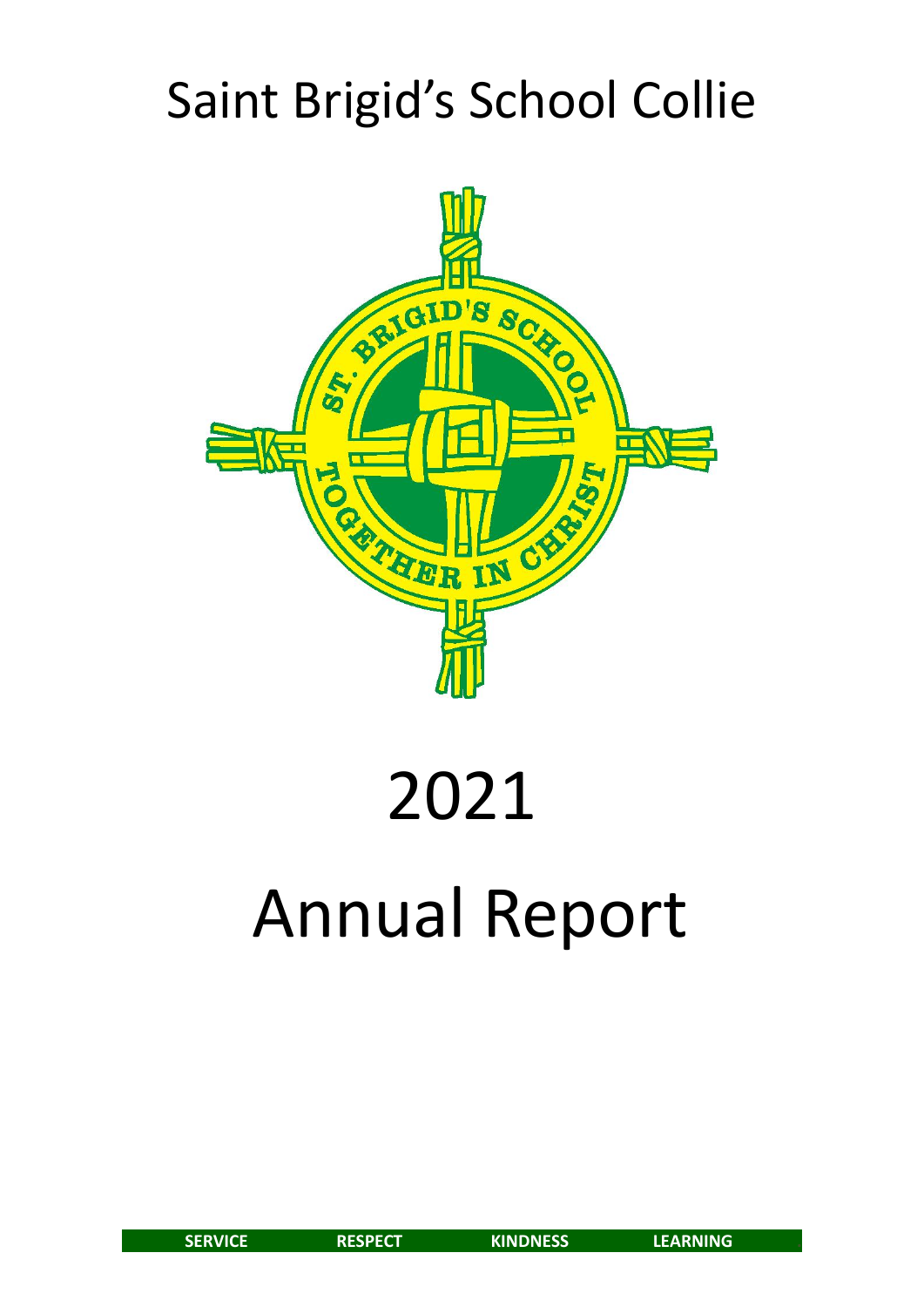# Saint Brigid's School Collie

# 2021

# Annual Report

SERVICE RESPECT KINDNESS LEARNING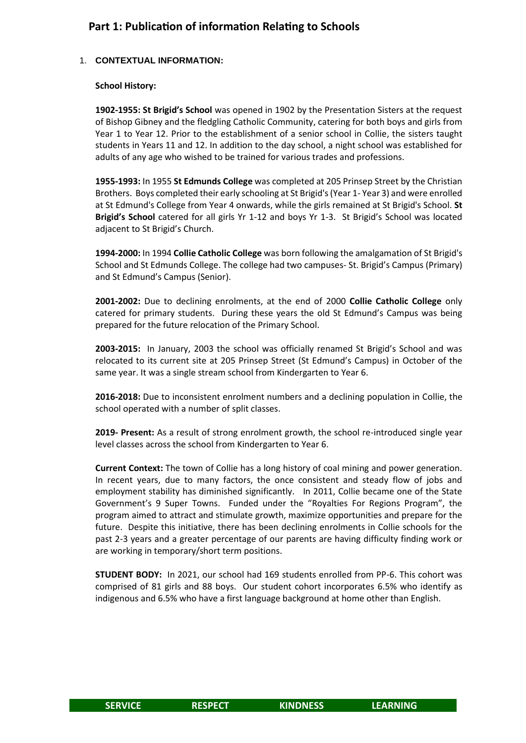# Part 1: Publication of information Relating to Schools

1. **CONTEXTUAL INFORMATION:**

**School History:**

**1902-1955: St Brigid's School** was opened in 1902 by the Presentation Sisters at the request of Bishop Gibney and the fledgling Catholic Community, catering for both boys and girls from Year 1 to Year 12. Prior to the establishment of a senior school in Collie, the sisters taught students in Years 11 and 12. In addition to the day school, a night school was established for adults of any age who wished to be trained for various trades and professions.

**1955-1993:** In 1955 **St Edmunds College** was completed at 205 Prinsep Street by the Christian Brothers. Boys completed their early schooling at St Brigid's (Year 1- Year 3) and were enrolled at St Edmund's College from Year 4 onwards, while the girls remained at St Brigid's School. **St Brigid's School** catered for all girls Yr 1-12 and boys Yr 1-3. St Brigid's School was located adjacent to St Brigid's Church.

**1994-2000:** In 1994 **Collie Catholic College** was born following the amalgamation of St Brigid's School and St Edmunds College. The college had two campuses- St. Brigid's Campus (Primary) and St Edmund's Campus (Senior).

**2001-2002:** Due to declining enrolments, at the end of 2000 **Collie Catholic College** only catered for primary students. During these years the old St Edmund's Campus was being prepared for the future relocation of the Primary School.

**2003-2015:** In January, 2003 the school was officially renamed St Brigid's School and was relocated to its current site at 205 Prinsep Street (St Edmund's Campus) in October of the same year. It was a single stream school from Kindergarten to Year 6.

**2016-2018:** Due to inconsistent enrolment numbers and a declining population in Collie, the school operated with a number of split classes.

**2019- Present:** As a result of strong enrolment growth, the school re-introduced single year level classes across the school from Kindergarten to Year 6.

**Current Context:** The town of Collie has a long history of coal mining and power generation. In recent years, due to many factors, the once consistent and steady flow of jobs and employment stability has diminished significantly. In 2011, Collie became one of the State Government's 9 Super Towns. Funded under the "Royalties For Regions Program", the program aimed to attract and stimulate growth, maximize opportunities and prepare for the future. Despite this initiative, there has been declining enrolments in Collie schools for the past 2-3 years and a greater percentage of our parents are having difficulty finding work or are working in temporary/short term positions.

**STUDENT BODY:** In 2021, our school had 169 students enrolled from PP-6. This cohort was comprised of 81 girls and 88 boys. Our student cohort incorporates 6.5% who identify as indigenous and 6.5% who have a first language background at home other than English.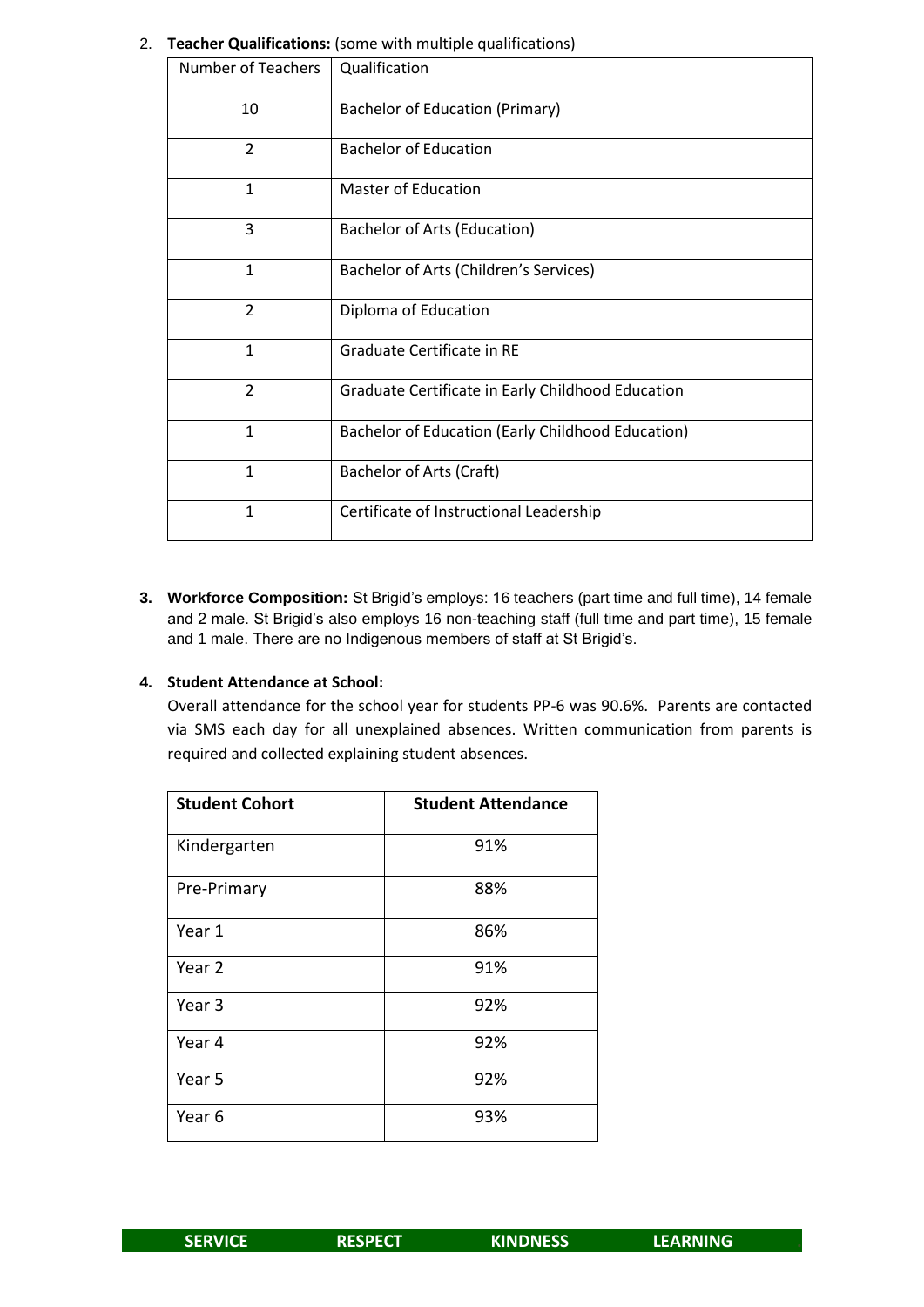2. **Teacher Qualifications:** (some with multiple qualifications)

| Number of Teachers | Qualification |
|---|---|
| 10 | Bachelor of Education (Primary) |
| 2 | Bachelor of Education |
| 1 | Master of Education |
| 3 | Bachelor of Arts (Education) |
| 1 | Bachelor of Arts (Children's Services) |
| 2 | Diploma of Education |
| 1 | Graduate Certificate in RE |
| 2 | Graduate Certificate in Early Childhood Education |
| 1 | Bachelor of Education (Early Childhood Education) |
| 1 | Bachelor of Arts (Craft) |
| 1 | Certificate of Instructional Leadership |

3. **Workforce Composition:** St Brigid's employs: 16 teachers (part time and full time), 14 female and 2 male. St Brigid's also employs 16 non-teaching staff (full time and part time), 15 female and 1 male. There are no Indigenous members of staff at St Brigid's.

4. **Student Attendance at School:**

   Overall attendance for the school year for students PP-6 was 90.6%. Parents are contacted via SMS each day for all unexplained absences. Written communication from parents is required and collected explaining student absences.

| Student Cohort | Student Attendance |
|---|---|
| Kindergarten | 91% |
| Pre-Primary | 88% |
| Year 1 | 86% |
| Year 2 | 91% |
| Year 3 | 92% |
| Year 4 | 92% |
| Year 5 | 92% |
| Year 6 | 93% |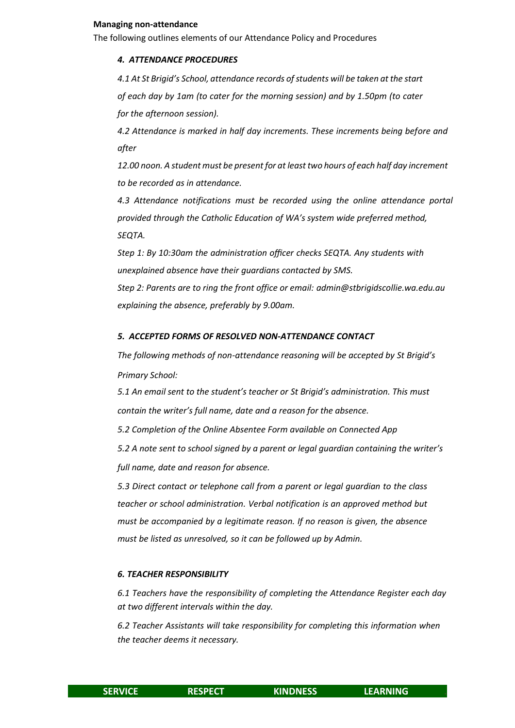**Managing non-attendance**

The following outlines elements of our Attendance Policy and Procedures

***4. ATTENDANCE PROCEDURES***

*4.1 At St Brigid's School, attendance records of students will be taken at the start of each day by 1am (to cater for the morning session) and by 1.50pm (to cater for the afternoon session).*

*4.2 Attendance is marked in half day increments. These increments being before and after*

*12.00 noon. A student must be present for at least two hours of each half day increment to be recorded as in attendance.*

*4.3 Attendance notifications must be recorded using the online attendance portal provided through the Catholic Education of WA's system wide preferred method, SEQTA.*

*Step 1: By 10:30am the administration officer checks SEQTA. Any students with unexplained absence have their guardians contacted by SMS.*

*Step 2: Parents are to ring the front office or email: admin@stbrigidscollie.wa.edu.au explaining the absence, preferably by 9.00am.*

***5. ACCEPTED FORMS OF RESOLVED NON-ATTENDANCE CONTACT***

*The following methods of non-attendance reasoning will be accepted by St Brigid's Primary School:*

*5.1 An email sent to the student's teacher or St Brigid's administration. This must contain the writer's full name, date and a reason for the absence.*

*5.2 Completion of the Online Absentee Form available on Connected App*

*5.2 A note sent to school signed by a parent or legal guardian containing the writer's full name, date and reason for absence.*

*5.3 Direct contact or telephone call from a parent or legal guardian to the class teacher or school administration. Verbal notification is an approved method but must be accompanied by a legitimate reason. If no reason is given, the absence must be listed as unresolved, so it can be followed up by Admin.*

***6. TEACHER RESPONSIBILITY***

*6.1 Teachers have the responsibility of completing the Attendance Register each day at two different intervals within the day.*

*6.2 Teacher Assistants will take responsibility for completing this information when the teacher deems it necessary.*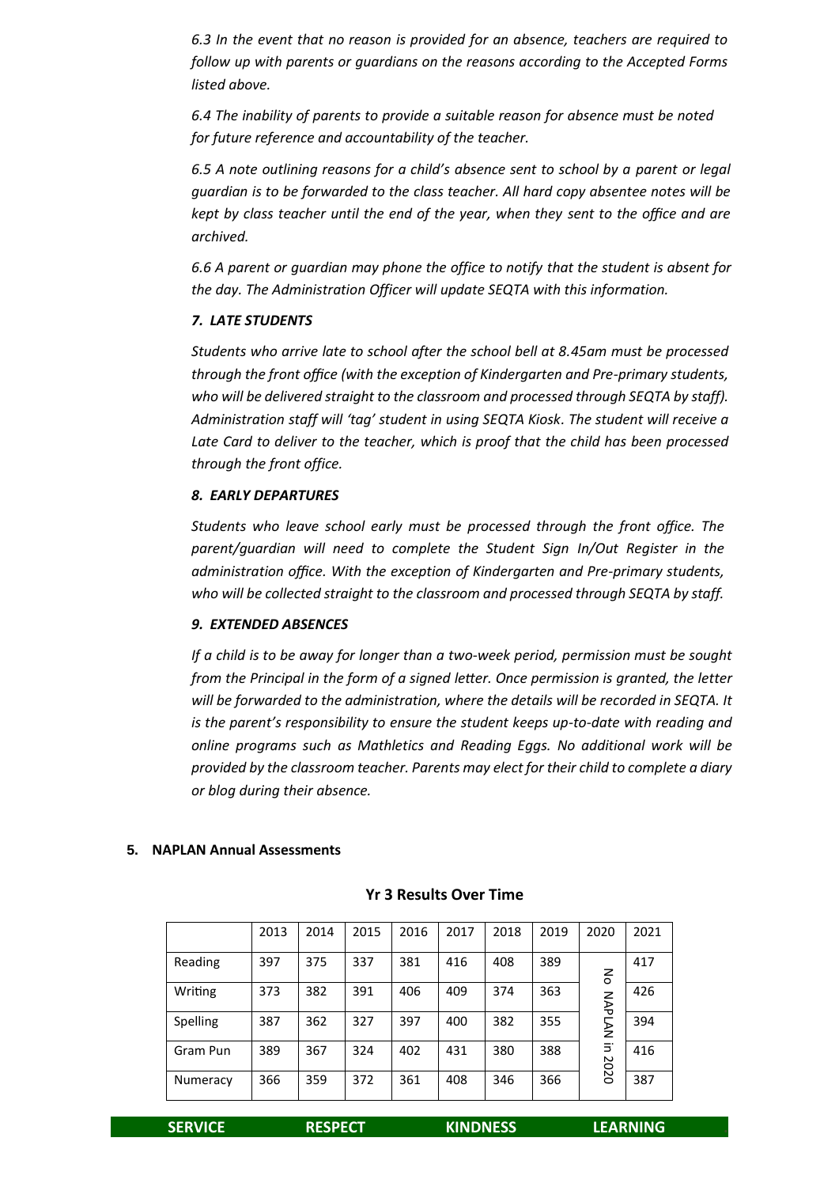*6.3 In the event that no reason is provided for an absence, teachers are required to follow up with parents or guardians on the reasons according to the Accepted Forms listed above.*

*6.4 The inability of parents to provide a suitable reason for absence must be noted for future reference and accountability of the teacher.*

*6.5 A note outlining reasons for a child's absence sent to school by a parent or legal guardian is to be forwarded to the class teacher. All hard copy absentee notes will be kept by class teacher until the end of the year, when they sent to the office and are archived.*

*6.6 A parent or guardian may phone the office to notify that the student is absent for the day. The Administration Officer will update SEQTA with this information.*

***7. LATE STUDENTS***

*Students who arrive late to school after the school bell at 8.45am must be processed through the front office (with the exception of Kindergarten and Pre-primary students, who will be delivered straight to the classroom and processed through SEQTA by staff). Administration staff will 'tag' student in using SEQTA Kiosk. The student will receive a Late Card to deliver to the teacher, which is proof that the child has been processed through the front office.*

***8. EARLY DEPARTURES***

*Students who leave school early must be processed through the front office. The parent/guardian will need to complete the Student Sign In/Out Register in the administration office. With the exception of Kindergarten and Pre-primary students, who will be collected straight to the classroom and processed through SEQTA by staff.*

***9. EXTENDED ABSENCES***

*If a child is to be away for longer than a two-week period, permission must be sought from the Principal in the form of a signed letter. Once permission is granted, the letter will be forwarded to the administration, where the details will be recorded in SEQTA. It is the parent's responsibility to ensure the student keeps up-to-date with reading and online programs such as Mathletics and Reading Eggs. No additional work will be provided by the classroom teacher. Parents may elect for their child to complete a diary or blog during their absence.*

## 5. NAPLAN Annual Assessments

**Yr 3 Results Over Time**

| | 2013 | 2014 | 2015 | 2016 | 2017 | 2018 | 2019 | 2020 | 2021 |
|---|---|---|---|---|---|---|---|---|---|
| Reading | 397 | 375 | 337 | 381 | 416 | 408 | 389 | No NAPLAN in 2020 | 417 |
| Writing | 373 | 382 | 391 | 406 | 409 | 374 | 363 | | 426 |
| Spelling | 387 | 362 | 327 | 397 | 400 | 382 | 355 | | 394 |
| Gram Pun | 389 | 367 | 324 | 402 | 431 | 380 | 388 | | 416 |
| Numeracy | 366 | 359 | 372 | 361 | 408 | 346 | 366 | | 387 |

**SERVICE RESPECT KINDNESS LEARNING**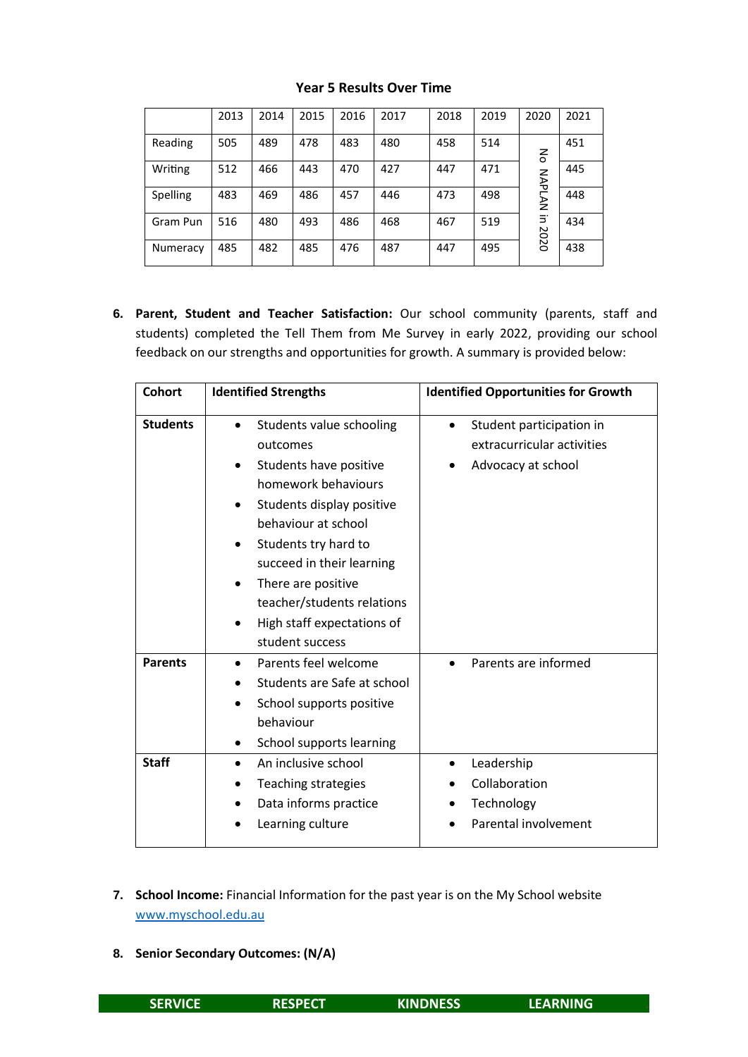**Year 5 Results Over Time**

| | 2013 | 2014 | 2015 | 2016 | 2017 | 2018 | 2019 | 2020 | 2021 |
|---|---|---|---|---|---|---|---|---|---|
| Reading | 505 | 489 | 478 | 483 | 480 | 458 | 514 | No NAPLAN in 2020 | 451 |
| Writing | 512 | 466 | 443 | 470 | 427 | 447 | 471 | | 445 |
| Spelling | 483 | 469 | 486 | 457 | 446 | 473 | 498 | | 448 |
| Gram Pun | 516 | 480 | 493 | 486 | 468 | 467 | 519 | | 434 |
| Numeracy | 485 | 482 | 485 | 476 | 487 | 447 | 495 | | 438 |

6. **Parent, Student and Teacher Satisfaction:** Our school community (parents, staff and students) completed the Tell Them from Me Survey in early 2022, providing our school feedback on our strengths and opportunities for growth. A summary is provided below:

| Cohort | Identified Strengths | Identified Opportunities for Growth |
|---|---|---|
| **Students** | • Students value schooling outcomes<br>• Students have positive homework behaviours<br>• Students display positive behaviour at school<br>• Students try hard to succeed in their learning<br>• There are positive teacher/students relations<br>• High staff expectations of student success | • Student participation in extracurricular activities<br>• Advocacy at school |
| **Parents** | • Parents feel welcome<br>• Students are Safe at school<br>• School supports positive behaviour<br>• School supports learning | • Parents are informed |
| **Staff** | • An inclusive school<br>• Teaching strategies<br>• Data informs practice<br>• Learning culture | • Leadership<br>• Collaboration<br>• Technology<br>• Parental involvement |

7. **School Income:** Financial Information for the past year is on the My School website [www.myschool.edu.au](http://www.myschool.edu.au)

8. **Senior Secondary Outcomes: (N/A)**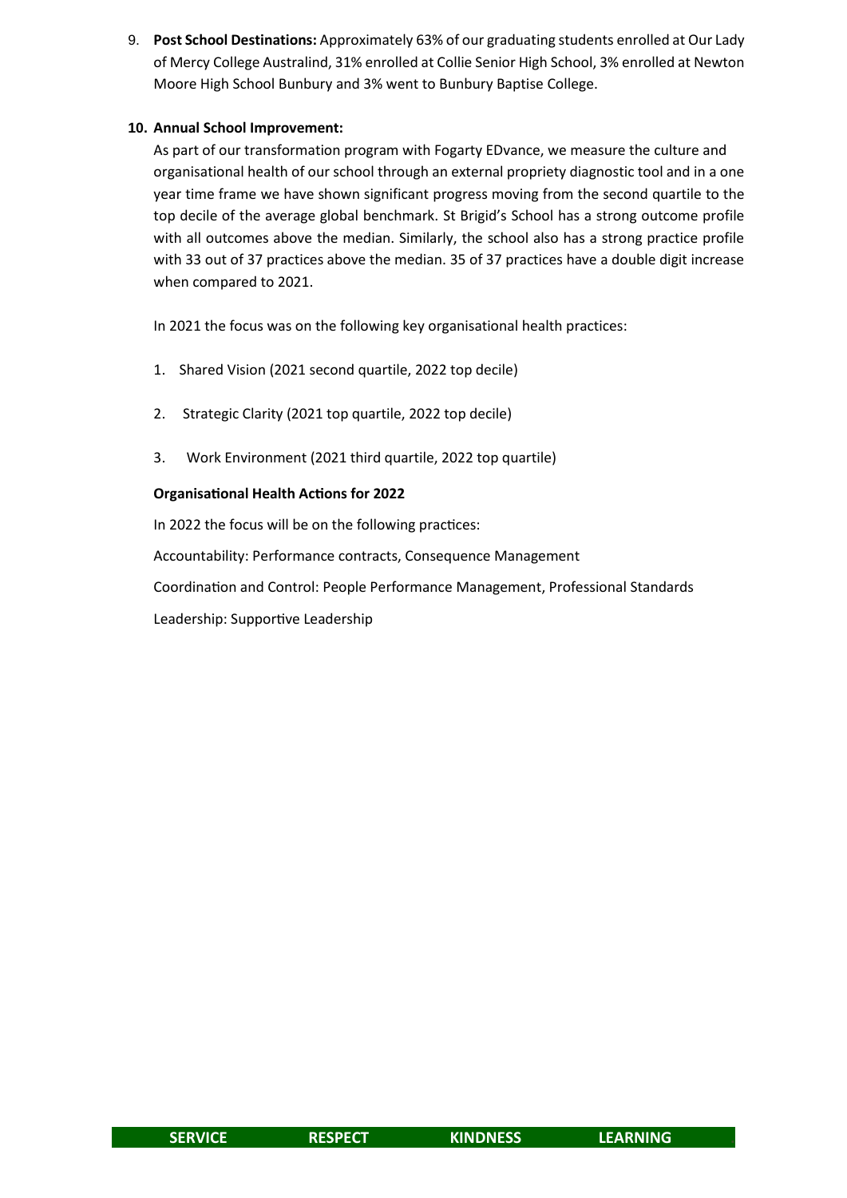9. **Post School Destinations:** Approximately 63% of our graduating students enrolled at Our Lady of Mercy College Australind, 31% enrolled at Collie Senior High School, 3% enrolled at Newton Moore High School Bunbury and 3% went to Bunbury Baptise College.

10. **Annual School Improvement:**

    As part of our transformation program with Fogarty EDvance, we measure the culture and organisational health of our school through an external propriety diagnostic tool and in a one year time frame we have shown significant progress moving from the second quartile to the top decile of the average global benchmark. St Brigid's School has a strong outcome profile with all outcomes above the median. Similarly, the school also has a strong practice profile with 33 out of 37 practices above the median. 35 of 37 practices have a double digit increase when compared to 2021.

    In 2021 the focus was on the following key organisational health practices:

    1. Shared Vision (2021 second quartile, 2022 top decile)
    2. Strategic Clarity (2021 top quartile, 2022 top decile)
    3. Work Environment (2021 third quartile, 2022 top quartile)

    **Organisational Health Actions for 2022**

    In 2022 the focus will be on the following practices:

    Accountability: Performance contracts, Consequence Management

    Coordination and Control: People Performance Management, Professional Standards

    Leadership: Supportive Leadership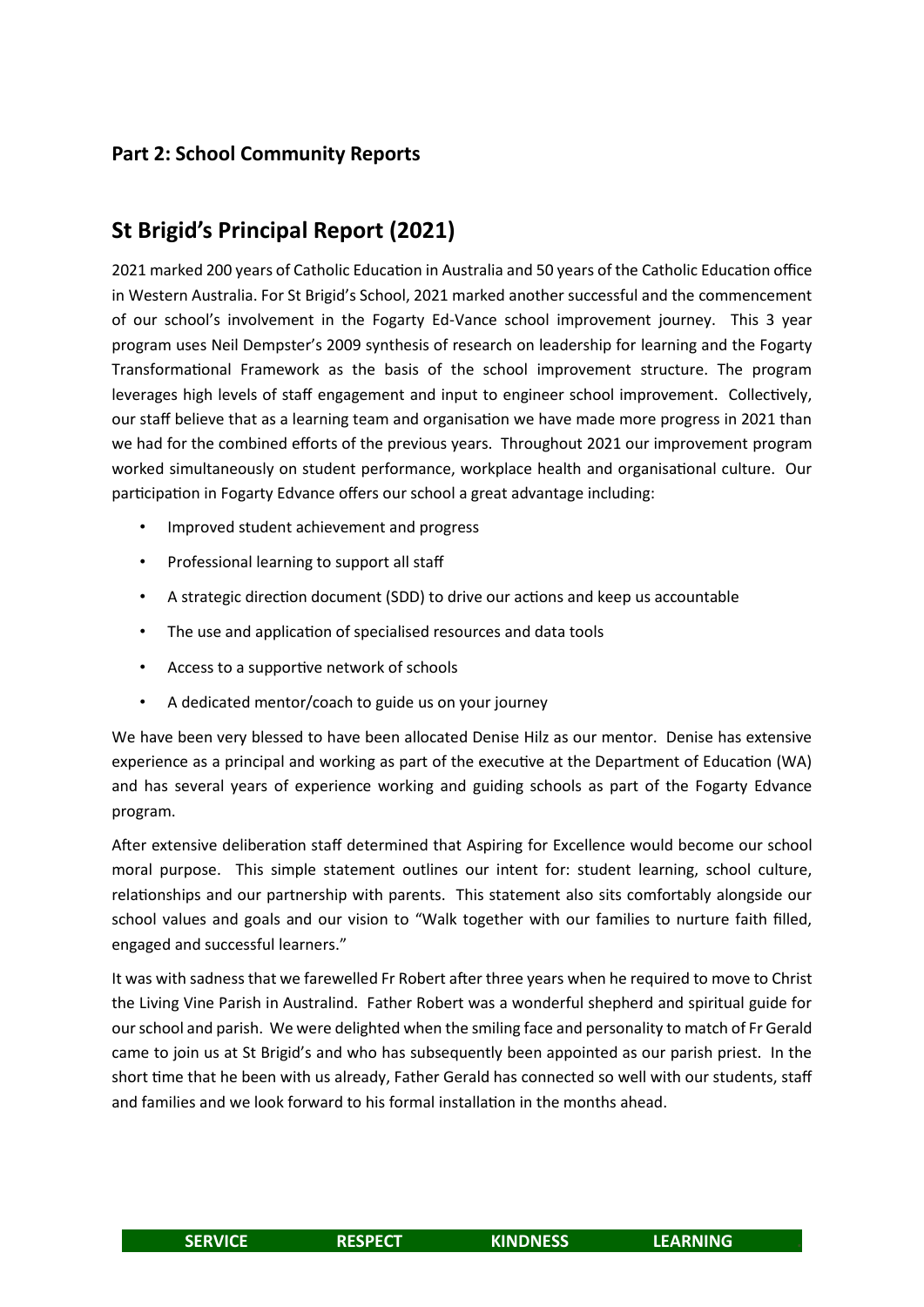## Part 2: School Community Reports

# St Brigid's Principal Report (2021)

2021 marked 200 years of Catholic Education in Australia and 50 years of the Catholic Education office in Western Australia. For St Brigid's School, 2021 marked another successful and the commencement of our school's involvement in the Fogarty Ed-Vance school improvement journey. This 3 year program uses Neil Dempster's 2009 synthesis of research on leadership for learning and the Fogarty Transformational Framework as the basis of the school improvement structure. The program leverages high levels of staff engagement and input to engineer school improvement. Collectively, our staff believe that as a learning team and organisation we have made more progress in 2021 than we had for the combined efforts of the previous years. Throughout 2021 our improvement program worked simultaneously on student performance, workplace health and organisational culture. Our participation in Fogarty Edvance offers our school a great advantage including:

- Improved student achievement and progress
- Professional learning to support all staff
- A strategic direction document (SDD) to drive our actions and keep us accountable
- The use and application of specialised resources and data tools
- Access to a supportive network of schools
- A dedicated mentor/coach to guide us on your journey

We have been very blessed to have been allocated Denise Hilz as our mentor. Denise has extensive experience as a principal and working as part of the executive at the Department of Education (WA) and has several years of experience working and guiding schools as part of the Fogarty Edvance program.

After extensive deliberation staff determined that Aspiring for Excellence would become our school moral purpose. This simple statement outlines our intent for: student learning, school culture, relationships and our partnership with parents. This statement also sits comfortably alongside our school values and goals and our vision to "Walk together with our families to nurture faith filled, engaged and successful learners."

It was with sadness that we farewelled Fr Robert after three years when he required to move to Christ the Living Vine Parish in Australind. Father Robert was a wonderful shepherd and spiritual guide for our school and parish. We were delighted when the smiling face and personality to match of Fr Gerald came to join us at St Brigid's and who has subsequently been appointed as our parish priest. In the short time that he been with us already, Father Gerald has connected so well with our students, staff and families and we look forward to his formal installation in the months ahead.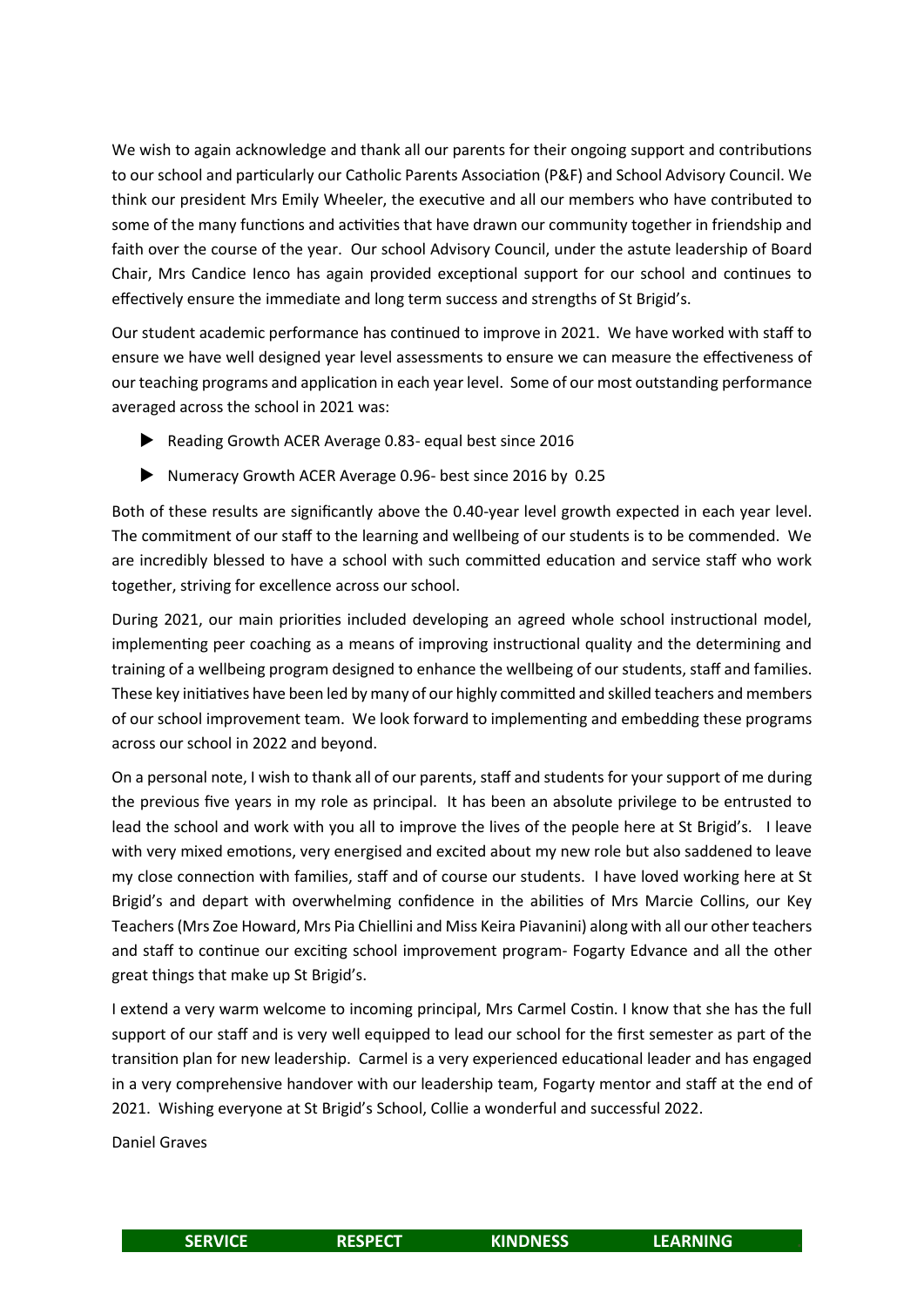We wish to again acknowledge and thank all our parents for their ongoing support and contributions to our school and particularly our Catholic Parents Association (P&F) and School Advisory Council. We think our president Mrs Emily Wheeler, the executive and all our members who have contributed to some of the many functions and activities that have drawn our community together in friendship and faith over the course of the year. Our school Advisory Council, under the astute leadership of Board Chair, Mrs Candice Ienco has again provided exceptional support for our school and continues to effectively ensure the immediate and long term success and strengths of St Brigid's.

Our student academic performance has continued to improve in 2021. We have worked with staff to ensure we have well designed year level assessments to ensure we can measure the effectiveness of our teaching programs and application in each year level. Some of our most outstanding performance averaged across the school in 2021 was:

- Reading Growth ACER Average 0.83- equal best since 2016
- Numeracy Growth ACER Average 0.96- best since 2016 by 0.25

Both of these results are significantly above the 0.40-year level growth expected in each year level. The commitment of our staff to the learning and wellbeing of our students is to be commended. We are incredibly blessed to have a school with such committed education and service staff who work together, striving for excellence across our school.

During 2021, our main priorities included developing an agreed whole school instructional model, implementing peer coaching as a means of improving instructional quality and the determining and training of a wellbeing program designed to enhance the wellbeing of our students, staff and families. These key initiatives have been led by many of our highly committed and skilled teachers and members of our school improvement team. We look forward to implementing and embedding these programs across our school in 2022 and beyond.

On a personal note, I wish to thank all of our parents, staff and students for your support of me during the previous five years in my role as principal. It has been an absolute privilege to be entrusted to lead the school and work with you all to improve the lives of the people here at St Brigid's. I leave with very mixed emotions, very energised and excited about my new role but also saddened to leave my close connection with families, staff and of course our students. I have loved working here at St Brigid's and depart with overwhelming confidence in the abilities of Mrs Marcie Collins, our Key Teachers (Mrs Zoe Howard, Mrs Pia Chiellini and Miss Keira Piavanini) along with all our other teachers and staff to continue our exciting school improvement program- Fogarty Edvance and all the other great things that make up St Brigid's.

I extend a very warm welcome to incoming principal, Mrs Carmel Costin. I know that she has the full support of our staff and is very well equipped to lead our school for the first semester as part of the transition plan for new leadership. Carmel is a very experienced educational leader and has engaged in a very comprehensive handover with our leadership team, Fogarty mentor and staff at the end of 2021. Wishing everyone at St Brigid's School, Collie a wonderful and successful 2022.

Daniel Graves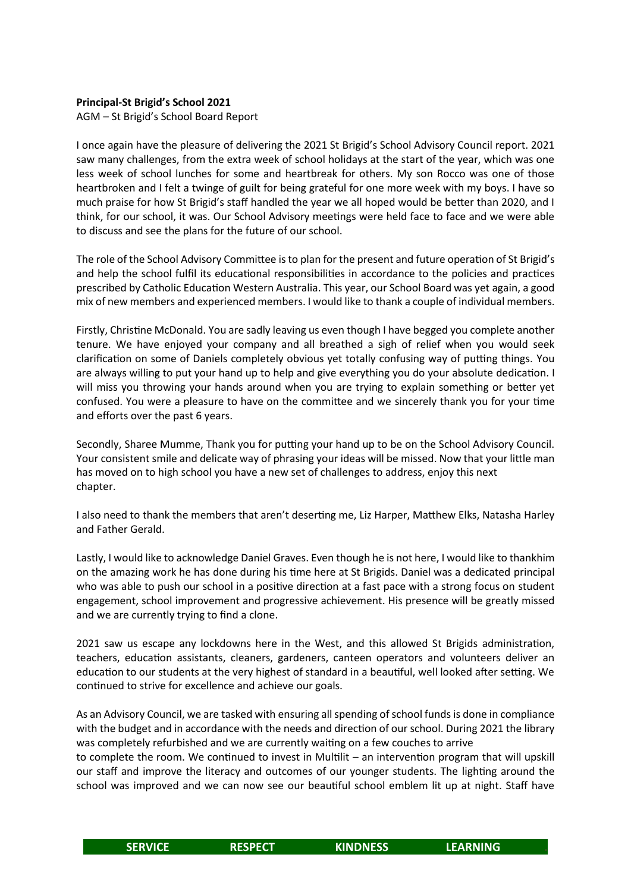**Principal-St Brigid's School 2021**
AGM – St Brigid's School Board Report

I once again have the pleasure of delivering the 2021 St Brigid's School Advisory Council report. 2021 saw many challenges, from the extra week of school holidays at the start of the year, which was one less week of school lunches for some and heartbreak for others. My son Rocco was one of those heartbroken and I felt a twinge of guilt for being grateful for one more week with my boys. I have so much praise for how St Brigid's staff handled the year we all hoped would be better than 2020, and I think, for our school, it was. Our School Advisory meetings were held face to face and we were able to discuss and see the plans for the future of our school.

The role of the School Advisory Committee is to plan for the present and future operation of St Brigid's and help the school fulfil its educational responsibilities in accordance to the policies and practices prescribed by Catholic Education Western Australia. This year, our School Board was yet again, a good mix of new members and experienced members. I would like to thank a couple of individual members.

Firstly, Christine McDonald. You are sadly leaving us even though I have begged you complete another tenure. We have enjoyed your company and all breathed a sigh of relief when you would seek clarification on some of Daniels completely obvious yet totally confusing way of putting things. You are always willing to put your hand up to help and give everything you do your absolute dedication. I will miss you throwing your hands around when you are trying to explain something or better yet confused. You were a pleasure to have on the committee and we sincerely thank you for your time and efforts over the past 6 years.

Secondly, Sharee Mumme, Thank you for putting your hand up to be on the School Advisory Council. Your consistent smile and delicate way of phrasing your ideas will be missed. Now that your little man has moved on to high school you have a new set of challenges to address, enjoy this next chapter.

I also need to thank the members that aren't deserting me, Liz Harper, Matthew Elks, Natasha Harley and Father Gerald.

Lastly, I would like to acknowledge Daniel Graves. Even though he is not here, I would like to thankhim on the amazing work he has done during his time here at St Brigids. Daniel was a dedicated principal who was able to push our school in a positive direction at a fast pace with a strong focus on student engagement, school improvement and progressive achievement. His presence will be greatly missed and we are currently trying to find a clone.

2021 saw us escape any lockdowns here in the West, and this allowed St Brigids administration, teachers, education assistants, cleaners, gardeners, canteen operators and volunteers deliver an education to our students at the very highest of standard in a beautiful, well looked after setting. We continued to strive for excellence and achieve our goals.

As an Advisory Council, we are tasked with ensuring all spending of school funds is done in compliance with the budget and in accordance with the needs and direction of our school. During 2021 the library was completely refurbished and we are currently waiting on a few couches to arrive to complete the room. We continued to invest in Multilit – an intervention program that will upskill our staff and improve the literacy and outcomes of our younger students. The lighting around the school was improved and we can now see our beautiful school emblem lit up at night. Staff have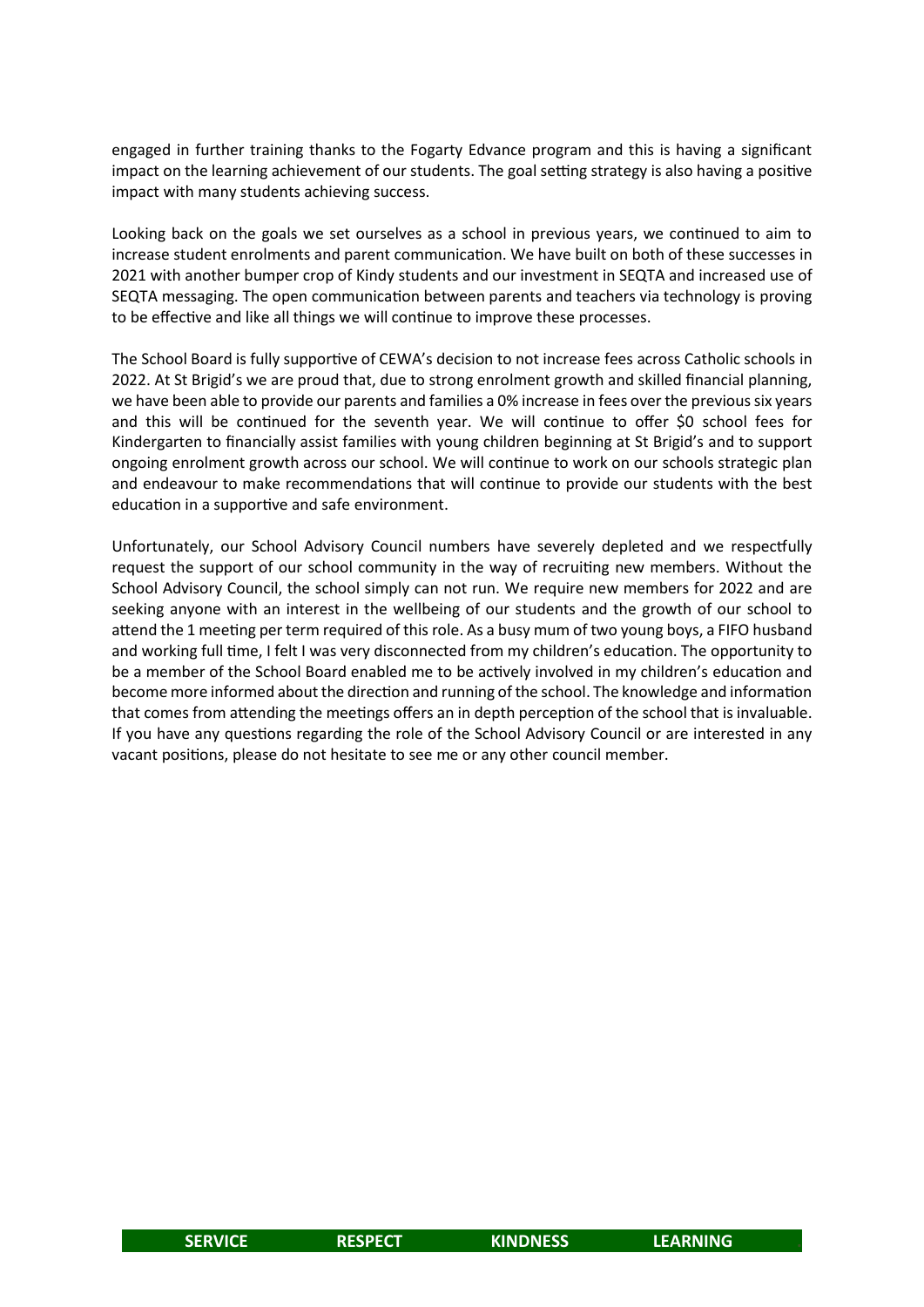engaged in further training thanks to the Fogarty Edvance program and this is having a significant impact on the learning achievement of our students. The goal setting strategy is also having a positive impact with many students achieving success.

Looking back on the goals we set ourselves as a school in previous years, we continued to aim to increase student enrolments and parent communication. We have built on both of these successes in 2021 with another bumper crop of Kindy students and our investment in SEQTA and increased use of SEQTA messaging. The open communication between parents and teachers via technology is proving to be effective and like all things we will continue to improve these processes.

The School Board is fully supportive of CEWA's decision to not increase fees across Catholic schools in 2022. At St Brigid's we are proud that, due to strong enrolment growth and skilled financial planning, we have been able to provide our parents and families a 0% increase in fees over the previous six years and this will be continued for the seventh year. We will continue to offer $0 school fees for Kindergarten to financially assist families with young children beginning at St Brigid's and to support ongoing enrolment growth across our school. We will continue to work on our schools strategic plan and endeavour to make recommendations that will continue to provide our students with the best education in a supportive and safe environment.

Unfortunately, our School Advisory Council numbers have severely depleted and we respectfully request the support of our school community in the way of recruiting new members. Without the School Advisory Council, the school simply can not run. We require new members for 2022 and are seeking anyone with an interest in the wellbeing of our students and the growth of our school to attend the 1 meeting per term required of this role. As a busy mum of two young boys, a FIFO husband and working full time, I felt I was very disconnected from my children's education. The opportunity to be a member of the School Board enabled me to be actively involved in my children's education and become more informed about the direction and running of the school. The knowledge and information that comes from attending the meetings offers an in depth perception of the school that is invaluable. If you have any questions regarding the role of the School Advisory Council or are interested in any vacant positions, please do not hesitate to see me or any other council member.